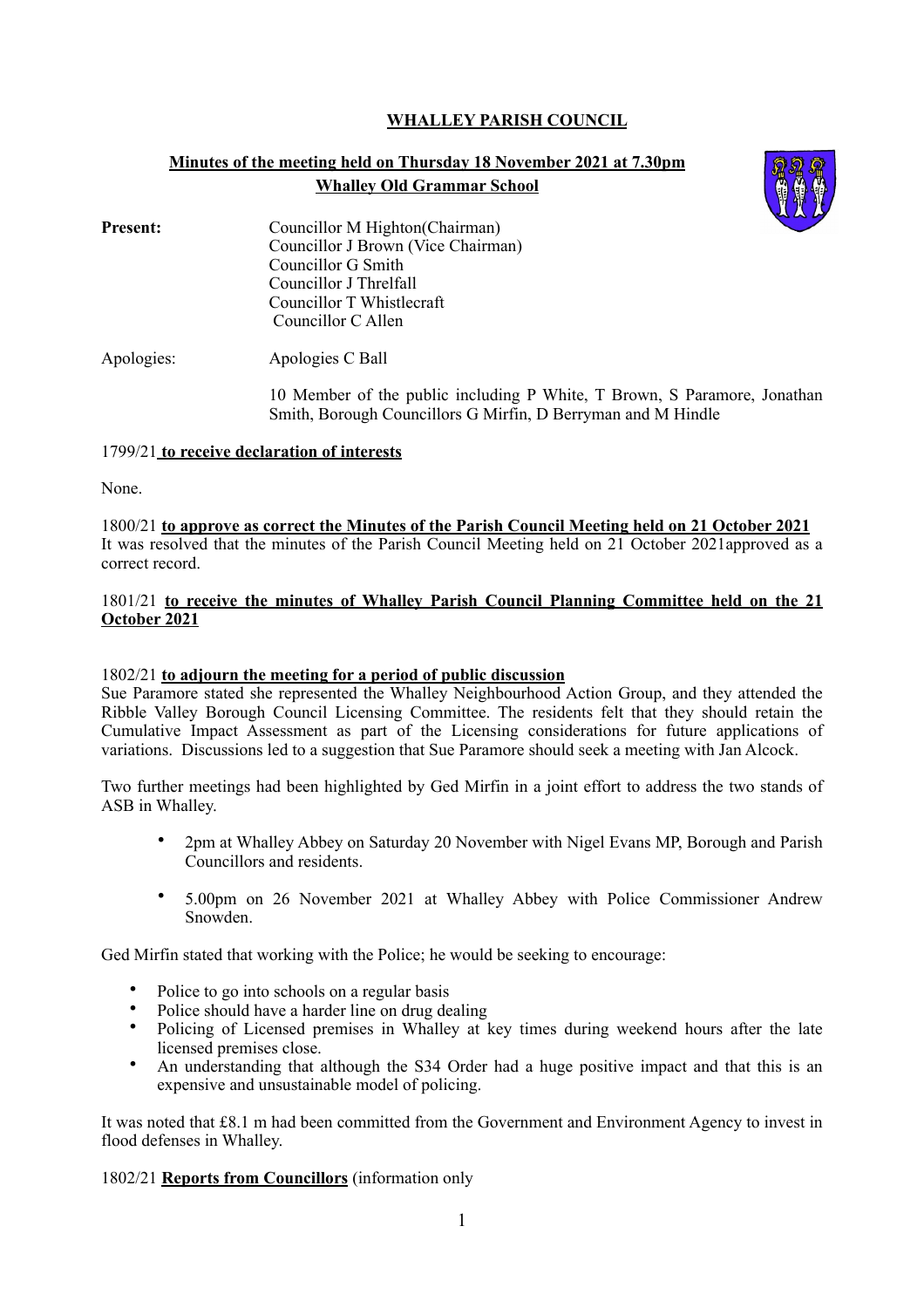# WHALLEY PARISH COUNCIL

## Minutes of the meeting held on Thursday 18 November 2021 at 7.30pm
## Whalley Old Grammar School

**Present:** Councillor M Highton(Chairman)
Councillor J Brown (Vice Chairman)
Councillor G Smith
Councillor J Threlfall
Councillor T Whistlecraft
Councillor C Allen

Apologies: Apologies C Ball

10 Member of the public including P White, T Brown, S Paramore, Jonathan Smith, Borough Councillors G Mirfin, D Berryman and M Hindle

1799/21 **to receive declaration of interests**

None.

1800/21 **to approve as correct the Minutes of the Parish Council Meeting held on 21 October 2021**
It was resolved that the minutes of the Parish Council Meeting held on 21 October 2021approved as a correct record.

1801/21 **to receive the minutes of Whalley Parish Council Planning Committee held on the 21 October 2021**

1802/21 **to adjourn the meeting for a period of public discussion**
Sue Paramore stated she represented the Whalley Neighbourhood Action Group, and they attended the Ribble Valley Borough Council Licensing Committee. The residents felt that they should retain the Cumulative Impact Assessment as part of the Licensing considerations for future applications of variations. Discussions led to a suggestion that Sue Paramore should seek a meeting with Jan Alcock.

Two further meetings had been highlighted by Ged Mirfin in a joint effort to address the two stands of ASB in Whalley.

- 2pm at Whalley Abbey on Saturday 20 November with Nigel Evans MP, Borough and Parish Councillors and residents.
- 5.00pm on 26 November 2021 at Whalley Abbey with Police Commissioner Andrew Snowden.

Ged Mirfin stated that working with the Police; he would be seeking to encourage:

- Police to go into schools on a regular basis
- Police should have a harder line on drug dealing
- Policing of Licensed premises in Whalley at key times during weekend hours after the late licensed premises close.
- An understanding that although the S34 Order had a huge positive impact and that this is an expensive and unsustainable model of policing.

It was noted that £8.1 m had been committed from the Government and Environment Agency to invest in flood defenses in Whalley.

1802/21 **Reports from Councillors** (information only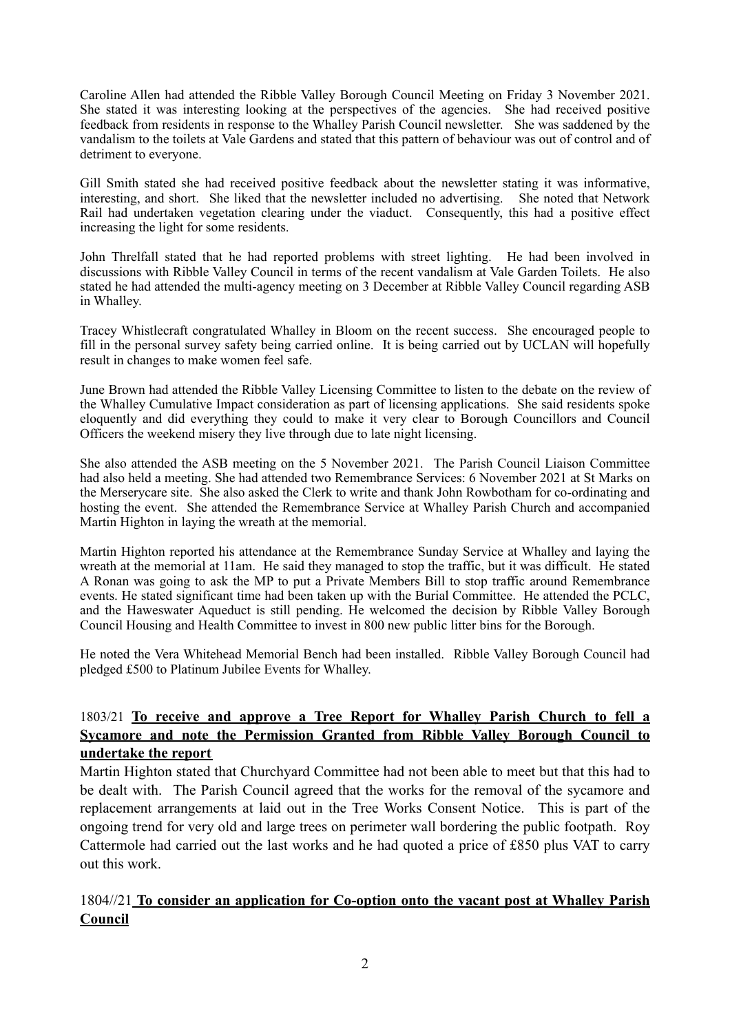Caroline Allen had attended the Ribble Valley Borough Council Meeting on Friday 3 November 2021. She stated it was interesting looking at the perspectives of the agencies. She had received positive feedback from residents in response to the Whalley Parish Council newsletter. She was saddened by the vandalism to the toilets at Vale Gardens and stated that this pattern of behaviour was out of control and of detriment to everyone.

Gill Smith stated she had received positive feedback about the newsletter stating it was informative, interesting, and short. She liked that the newsletter included no advertising. She noted that Network Rail had undertaken vegetation clearing under the viaduct. Consequently, this had a positive effect increasing the light for some residents.

John Threlfall stated that he had reported problems with street lighting. He had been involved in discussions with Ribble Valley Council in terms of the recent vandalism at Vale Garden Toilets. He also stated he had attended the multi-agency meeting on 3 December at Ribble Valley Council regarding ASB in Whalley.

Tracey Whistlecraft congratulated Whalley in Bloom on the recent success. She encouraged people to fill in the personal survey safety being carried online. It is being carried out by UCLAN will hopefully result in changes to make women feel safe.

June Brown had attended the Ribble Valley Licensing Committee to listen to the debate on the review of the Whalley Cumulative Impact consideration as part of licensing applications. She said residents spoke eloquently and did everything they could to make it very clear to Borough Councillors and Council Officers the weekend misery they live through due to late night licensing.

She also attended the ASB meeting on the 5 November 2021. The Parish Council Liaison Committee had also held a meeting. She had attended two Remembrance Services: 6 November 2021 at St Marks on the Merserycare site. She also asked the Clerk to write and thank John Rowbotham for co-ordinating and hosting the event. She attended the Remembrance Service at Whalley Parish Church and accompanied Martin Highton in laying the wreath at the memorial.

Martin Highton reported his attendance at the Remembrance Sunday Service at Whalley and laying the wreath at the memorial at 11am. He said they managed to stop the traffic, but it was difficult. He stated A Ronan was going to ask the MP to put a Private Members Bill to stop traffic around Remembrance events. He stated significant time had been taken up with the Burial Committee. He attended the PCLC, and the Haweswater Aqueduct is still pending. He welcomed the decision by Ribble Valley Borough Council Housing and Health Committee to invest in 800 new public litter bins for the Borough.

He noted the Vera Whitehead Memorial Bench had been installed. Ribble Valley Borough Council had pledged £500 to Platinum Jubilee Events for Whalley.

## 1803/21 **To receive and approve a Tree Report for Whalley Parish Church to fell a Sycamore and note the Permission Granted from Ribble Valley Borough Council to undertake the report**

Martin Highton stated that Churchyard Committee had not been able to meet but that this had to be dealt with. The Parish Council agreed that the works for the removal of the sycamore and replacement arrangements at laid out in the Tree Works Consent Notice. This is part of the ongoing trend for very old and large trees on perimeter wall bordering the public footpath. Roy Cattermole had carried out the last works and he had quoted a price of £850 plus VAT to carry out this work.

## 1804//21 **To consider an application for Co-option onto the vacant post at Whalley Parish Council**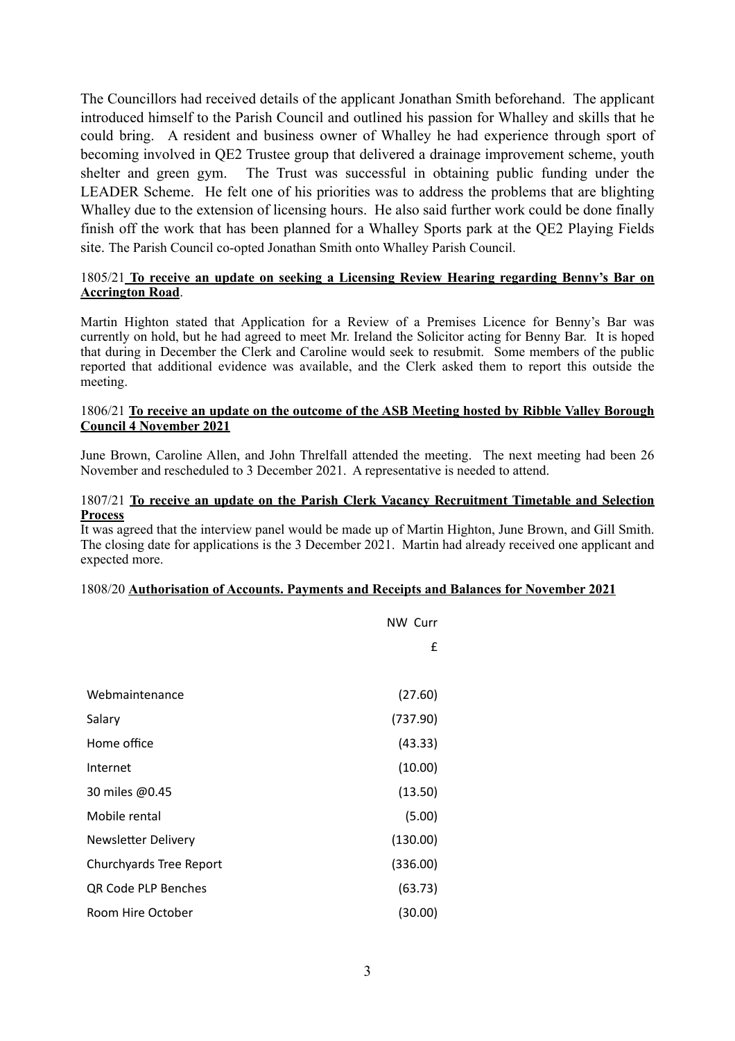The Councillors had received details of the applicant Jonathan Smith beforehand. The applicant introduced himself to the Parish Council and outlined his passion for Whalley and skills that he could bring. A resident and business owner of Whalley he had experience through sport of becoming involved in QE2 Trustee group that delivered a drainage improvement scheme, youth shelter and green gym. The Trust was successful in obtaining public funding under the LEADER Scheme. He felt one of his priorities was to address the problems that are blighting Whalley due to the extension of licensing hours. He also said further work could be done finally finish off the work that has been planned for a Whalley Sports park at the QE2 Playing Fields site. The Parish Council co-opted Jonathan Smith onto Whalley Parish Council.

1805/21 **<u>To receive an update on seeking a Licensing Review Hearing regarding Benny's Bar on Accrington Road</u>**.

Martin Highton stated that Application for a Review of a Premises Licence for Benny's Bar was currently on hold, but he had agreed to meet Mr. Ireland the Solicitor acting for Benny Bar. It is hoped that during in December the Clerk and Caroline would seek to resubmit. Some members of the public reported that additional evidence was available, and the Clerk asked them to report this outside the meeting.

1806/21 **<u>To receive an update on the outcome of the ASB Meeting hosted by Ribble Valley Borough Council 4 November 2021</u>**

June Brown, Caroline Allen, and John Threlfall attended the meeting. The next meeting had been 26 November and rescheduled to 3 December 2021. A representative is needed to attend.

1807/21 **<u>To receive an update on the Parish Clerk Vacancy Recruitment Timetable and Selection Process</u>**

It was agreed that the interview panel would be made up of Martin Highton, June Brown, and Gill Smith. The closing date for applications is the 3 December 2021. Martin had already received one applicant and expected more.

1808/20 **<u>Authorisation of Accounts. Payments and Receipts and Balances for November 2021</u>**

| | NW Curr |
|---|---|
| | £ |
| Webmaintenance | (27.60) |
| Salary | (737.90) |
| Home office | (43.33) |
| Internet | (10.00) |
| 30 miles @0.45 | (13.50) |
| Mobile rental | (5.00) |
| Newsletter Delivery | (130.00) |
| Churchyards Tree Report | (336.00) |
| QR Code PLP Benches | (63.73) |
| Room Hire October | (30.00) |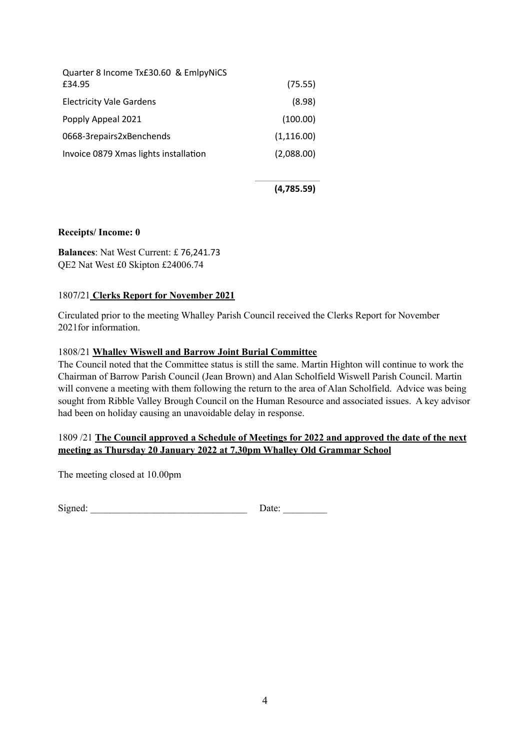| | |
|---|---|
| Quarter 8 Income Tx£30.60 & EmlpyNiCS £34.95 | (75.55) |
| Electricity Vale Gardens | (8.98) |
| Popply Appeal 2021 | (100.00) |
| 0668-3repairs2xBenchends | (1,116.00) |
| Invoice 0879 Xmas lights installation | (2,088.00) |
| | **(4,785.59)** |

**Receipts/ Income: 0**

**Balances**: Nat West Current: £ 76,241.73
QE2 Nat West £0 Skipton £24006.74

1807/21 **Clerks Report for November 2021**

Circulated prior to the meeting Whalley Parish Council received the Clerks Report for November 2021for information.

1808/21 **Whalley Wiswell and Barrow Joint Burial Committee**

The Council noted that the Committee status is still the same. Martin Highton will continue to work the Chairman of Barrow Parish Council (Jean Brown) and Alan Scholfield Wiswell Parish Council. Martin will convene a meeting with them following the return to the area of Alan Scholfield. Advice was being sought from Ribble Valley Brough Council on the Human Resource and associated issues. A key advisor had been on holiday causing an unavoidable delay in response.

1809 /21 **The Council approved a Schedule of Meetings for 2022 and approved the date of the next meeting as Thursday 20 January 2022 at 7.30pm Whalley Old Grammar School**

The meeting closed at 10.00pm

Signed: _______________________________ Date: _________